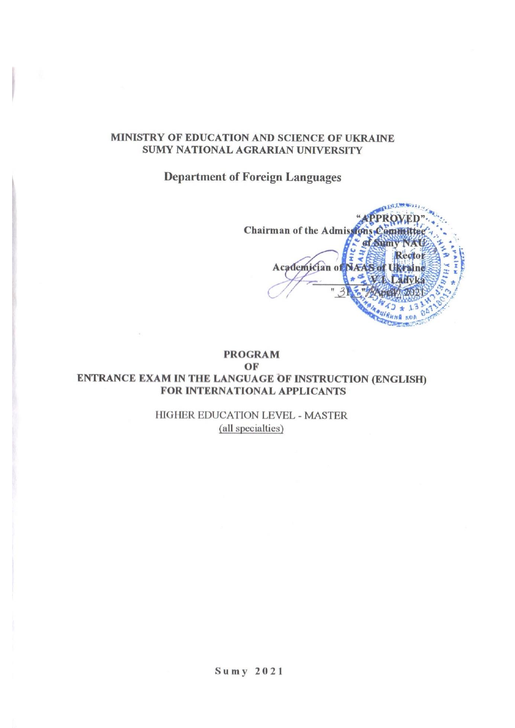**MINISTRY OF EDUCATION AND SCIENCE OF UKRAINE**
**SUMY NATIONAL AGRARIAN UNIVERSITY**

**Department of Foreign Languages**

**"APPROVED"**
**Chairman of the Admissions Committee**
**of Sumy NAU**
**Rector**
**Academician of NAAS of Ukraine**
**_____________ V.I. Ladyka**
**" 31 " April 2021**

# PROGRAM
# OF
# ENTRANCE EXAM IN THE LANGUAGE OF INSTRUCTION (ENGLISH) FOR INTERNATIONAL APPLICANTS

HIGHER EDUCATION LEVEL - MASTER
(all specialties)

**Sumy 2021**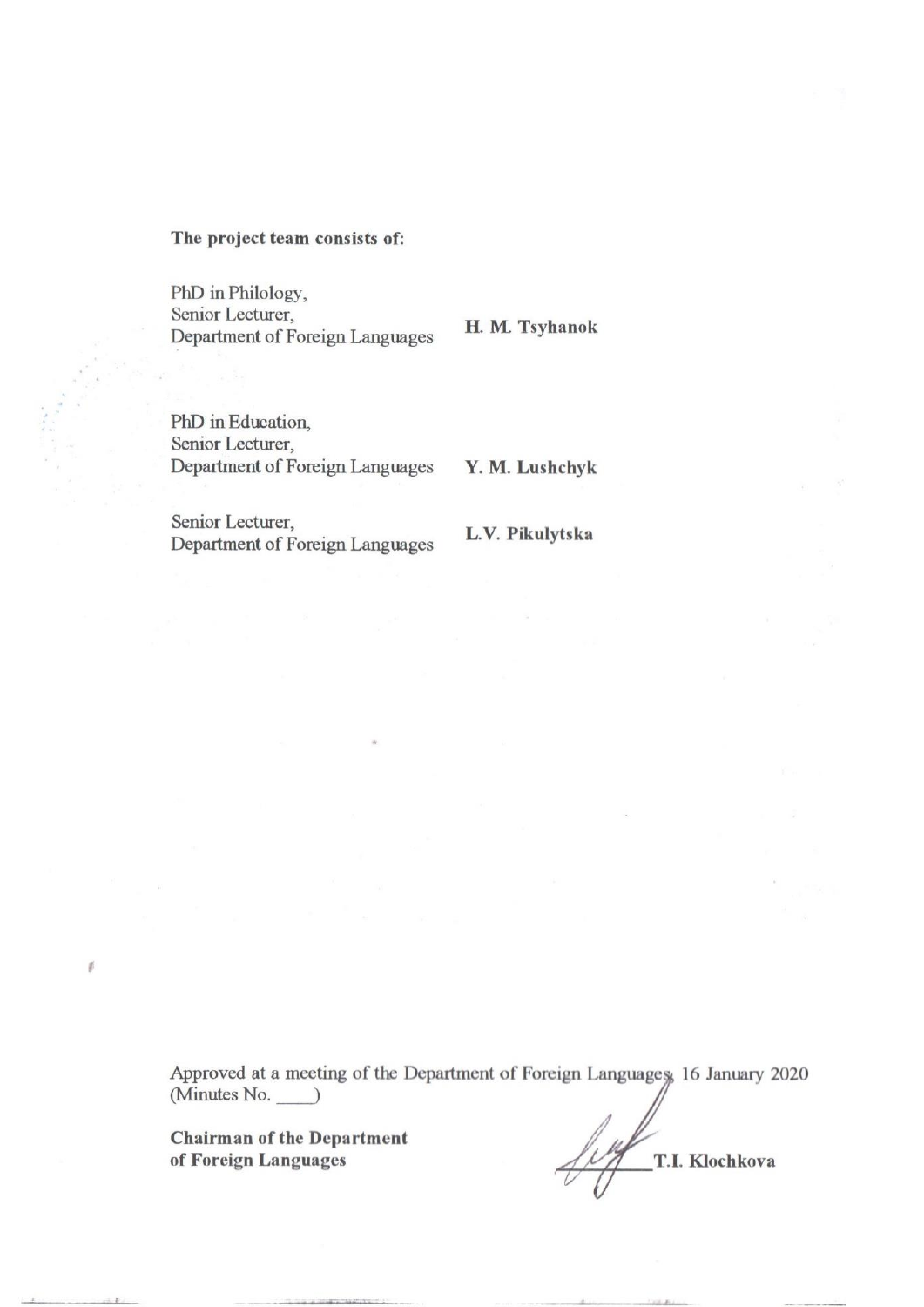**The project team consists of:**

PhD in Philology,
Senior Lecturer,
Department of Foreign Languages **H. M. Tsyhanok**

PhD in Education,
Senior Lecturer,
Department of Foreign Languages **Y. M. Lushchyk**

Senior Lecturer,
Department of Foreign Languages **L.V. Pikulytska**

Approved at a meeting of the Department of Foreign Languages, 16 January 2020
(Minutes No. \_\_\_\_)

**Chairman of the Department of Foreign Languages** **T.I. Klochkova**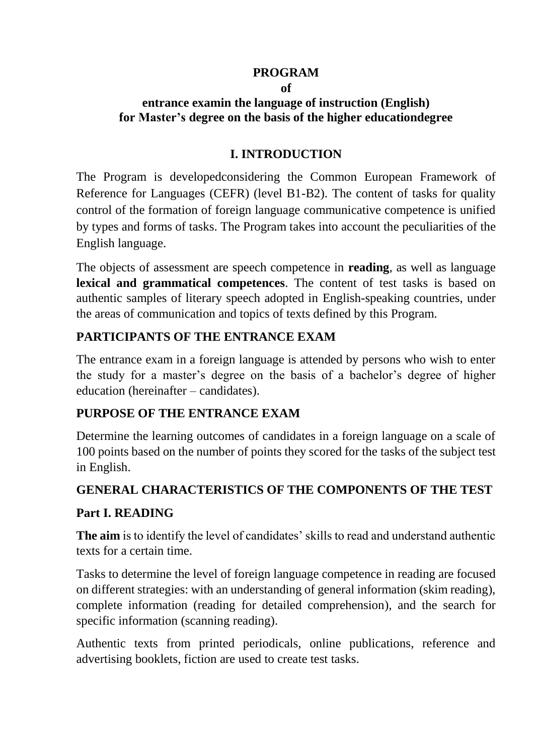**PROGRAM**
**of**
**entrance examin the language of instruction (English)**
**for Master's degree on the basis of the higher educationdegree**

## I. INTRODUCTION

The Program is developedconsidering the Common European Framework of Reference for Languages (CEFR) (level B1-B2). The content of tasks for quality control of the formation of foreign language communicative competence is unified by types and forms of tasks. The Program takes into account the peculiarities of the English language.

The objects of assessment are speech competence in **reading**, as well as language **lexical and grammatical competences**. The content of test tasks is based on authentic samples of literary speech adopted in English-speaking countries, under the areas of communication and topics of texts defined by this Program.

### PARTICIPANTS OF THE ENTRANCE EXAM

The entrance exam in a foreign language is attended by persons who wish to enter the study for a master's degree on the basis of a bachelor's degree of higher education (hereinafter – candidates).

### PURPOSE OF THE ENTRANCE EXAM

Determine the learning outcomes of candidates in a foreign language on a scale of 100 points based on the number of points they scored for the tasks of the subject test in English.

### GENERAL CHARACTERISTICS OF THE COMPONENTS OF THE TEST

### Part I. READING

**The aim** is to identify the level of candidates' skills to read and understand authentic texts for a certain time.

Tasks to determine the level of foreign language competence in reading are focused on different strategies: with an understanding of general information (skim reading), complete information (reading for detailed comprehension), and the search for specific information (scanning reading).

Authentic texts from printed periodicals, online publications, reference and advertising booklets, fiction are used to create test tasks.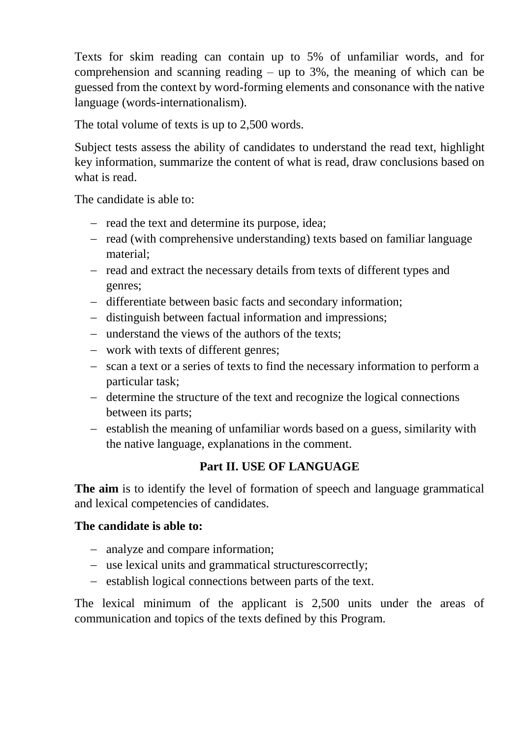Texts for skim reading can contain up to 5% of unfamiliar words, and for comprehension and scanning reading – up to 3%, the meaning of which can be guessed from the context by word-forming elements and consonance with the native language (words-internationalism).

The total volume of texts is up to 2,500 words.

Subject tests assess the ability of candidates to understand the read text, highlight key information, summarize the content of what is read, draw conclusions based on what is read.

The candidate is able to:

- read the text and determine its purpose, idea;
- read (with comprehensive understanding) texts based on familiar language material;
- read and extract the necessary details from texts of different types and genres;
- differentiate between basic facts and secondary information;
- distinguish between factual information and impressions;
- understand the views of the authors of the texts;
- work with texts of different genres;
- scan a text or a series of texts to find the necessary information to perform a particular task;
- determine the structure of the text and recognize the logical connections between its parts;
- establish the meaning of unfamiliar words based on a guess, similarity with the native language, explanations in the comment.

## Part II. USE OF LANGUAGE

**The aim** is to identify the level of formation of speech and language grammatical and lexical competencies of candidates.

**The candidate is able to:**

- analyze and compare information;
- use lexical units and grammatical structurescorrectly;
- establish logical connections between parts of the text.

The lexical minimum of the applicant is 2,500 units under the areas of communication and topics of the texts defined by this Program.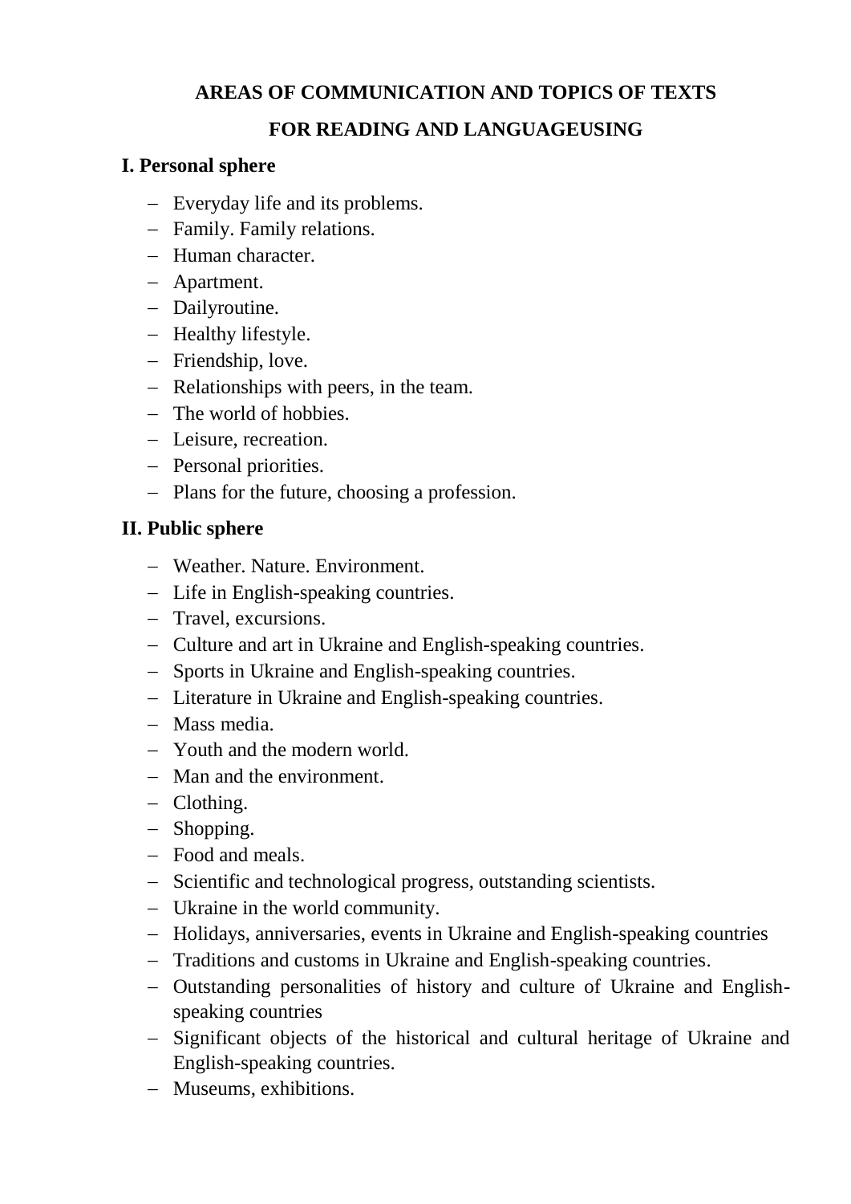**AREAS OF COMMUNICATION AND TOPICS OF TEXTS**

**FOR READING AND LANGUAGEUSING**

**I. Personal sphere**

- Everyday life and its problems.
- Family. Family relations.
- Human character.
- Apartment.
- Dailyroutine.
- Healthy lifestyle.
- Friendship, love.
- Relationships with peers, in the team.
- The world of hobbies.
- Leisure, recreation.
- Personal priorities.
- Plans for the future, choosing a profession.

**II. Public sphere**

- Weather. Nature. Environment.
- Life in English-speaking countries.
- Travel, excursions.
- Culture and art in Ukraine and English-speaking countries.
- Sports in Ukraine and English-speaking countries.
- Literature in Ukraine and English-speaking countries.
- Mass media.
- Youth and the modern world.
- Man and the environment.
- Clothing.
- Shopping.
- Food and meals.
- Scientific and technological progress, outstanding scientists.
- Ukraine in the world community.
- Holidays, anniversaries, events in Ukraine and English-speaking countries
- Traditions and customs in Ukraine and English-speaking countries.
- Outstanding personalities of history and culture of Ukraine and English-speaking countries
- Significant objects of the historical and cultural heritage of Ukraine and English-speaking countries.
- Museums, exhibitions.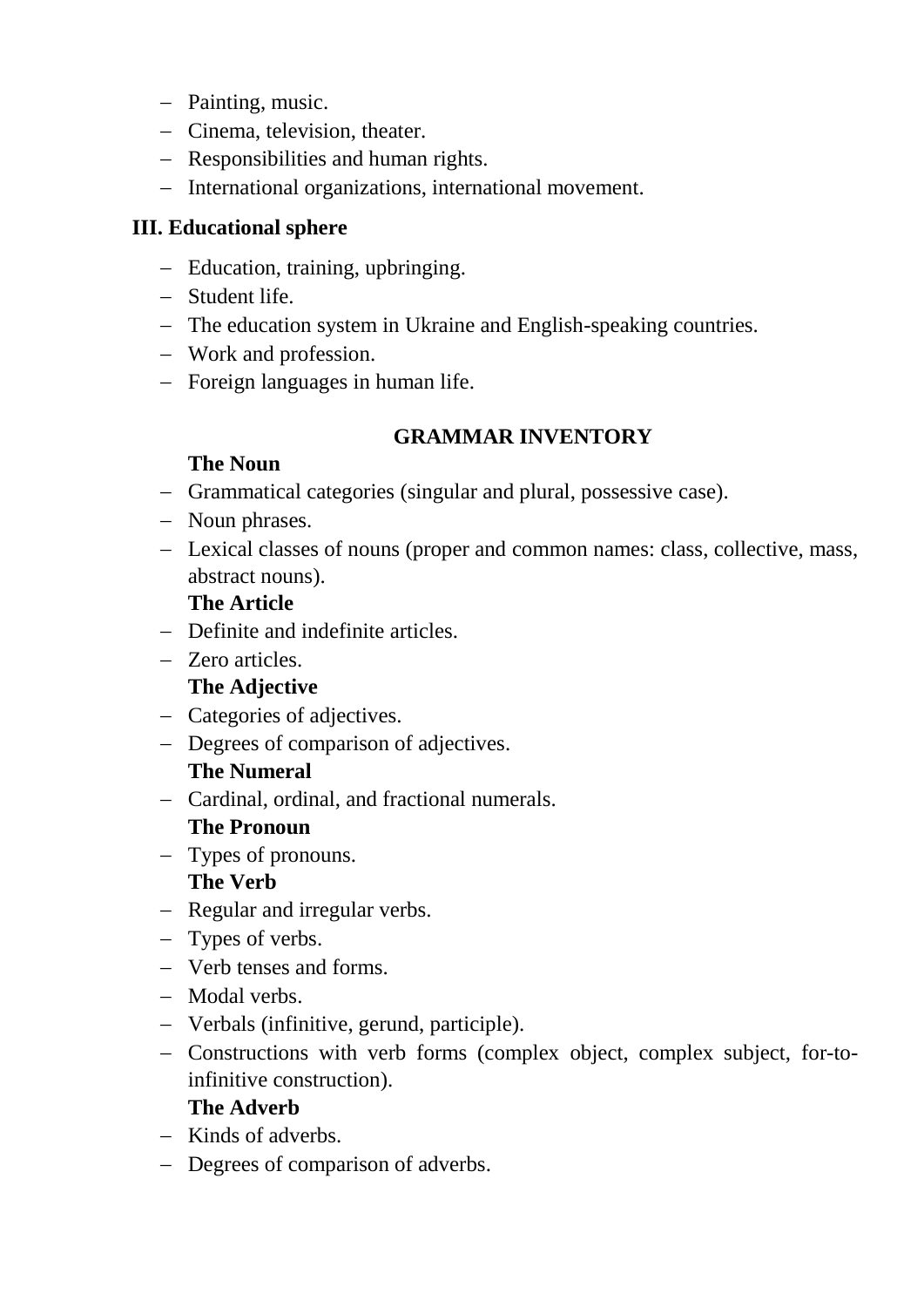- Painting, music.
- Cinema, television, theater.
- Responsibilities and human rights.
- International organizations, international movement.

**III. Educational sphere**

- Education, training, upbringing.
- Student life.
- The education system in Ukraine and English-speaking countries.
- Work and profession.
- Foreign languages in human life.

## GRAMMAR INVENTORY

**The Noun**

- Grammatical categories (singular and plural, possessive case).
- Noun phrases.
- Lexical classes of nouns (proper and common names: class, collective, mass, abstract nouns).

**The Article**

- Definite and indefinite articles.
- Zero articles.

**The Adjective**

- Categories of adjectives.
- Degrees of comparison of adjectives.

**The Numeral**

- Cardinal, ordinal, and fractional numerals.

**The Pronoun**

- Types of pronouns.

**The Verb**

- Regular and irregular verbs.
- Types of verbs.
- Verb tenses and forms.
- Modal verbs.
- Verbals (infinitive, gerund, participle).
- Constructions with verb forms (complex object, complex subject, for-to-infinitive construction).

**The Adverb**

- Kinds of adverbs.
- Degrees of comparison of adverbs.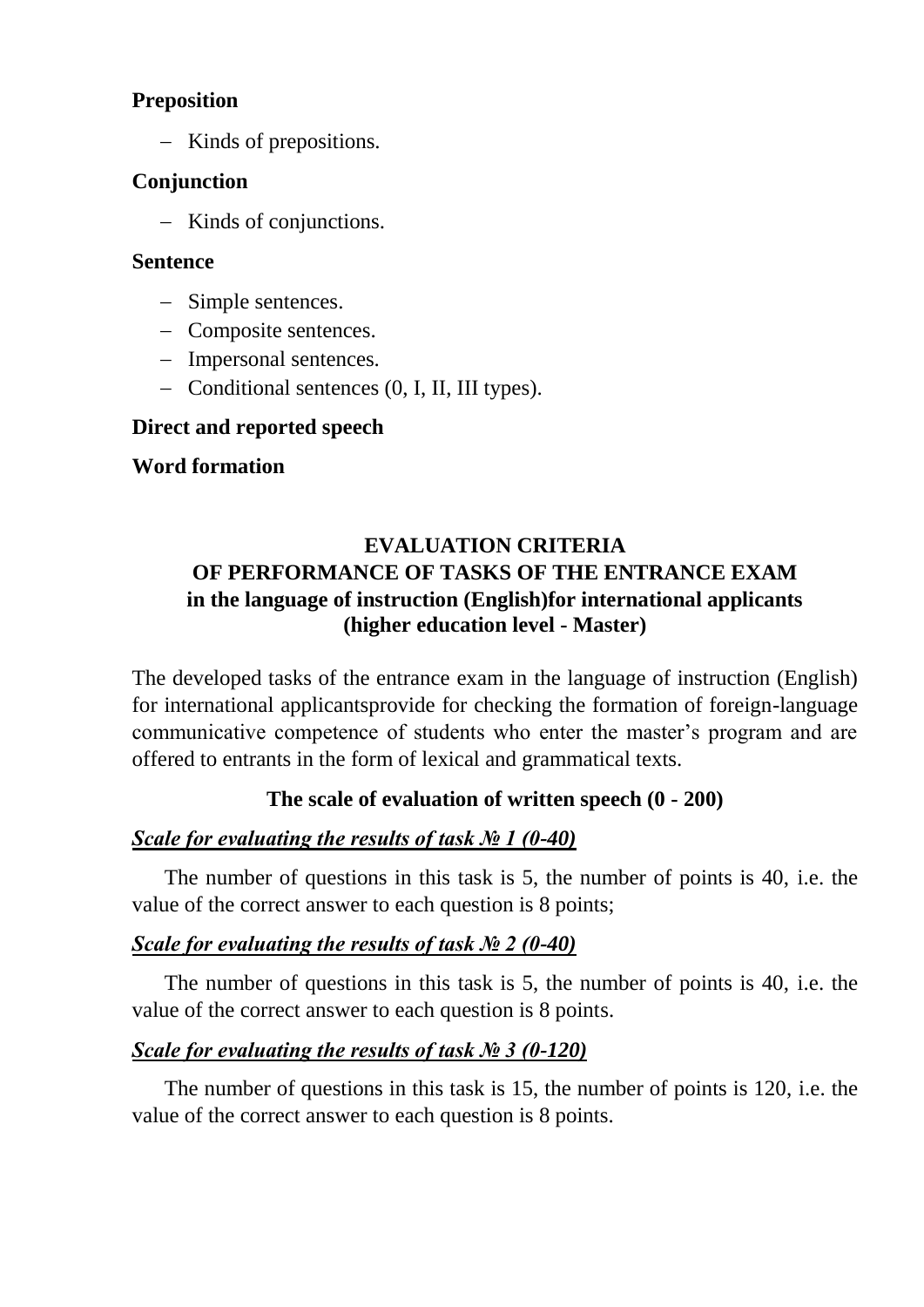**Preposition**

- Kinds of prepositions.

**Conjunction**

- Kinds of conjunctions.

**Sentence**

- Simple sentences.
- Composite sentences.
- Impersonal sentences.
- Conditional sentences (0, I, II, III types).

**Direct and reported speech**

**Word formation**

## EVALUATION CRITERIA OF PERFORMANCE OF TASKS OF THE ENTRANCE EXAM in the language of instruction (English)for international applicants (higher education level - Master)

The developed tasks of the entrance exam in the language of instruction (English) for international applicantsprovide for checking the formation of foreign-language communicative competence of students who enter the master's program and are offered to entrants in the form of lexical and grammatical texts.

### The scale of evaluation of written speech (0 - 200)

***Scale for evaluating the results of task № 1 (0-40)***

The number of questions in this task is 5, the number of points is 40, i.e. the value of the correct answer to each question is 8 points;

***Scale for evaluating the results of task № 2 (0-40)***

The number of questions in this task is 5, the number of points is 40, i.e. the value of the correct answer to each question is 8 points.

***Scale for evaluating the results of task № 3 (0-120)***

The number of questions in this task is 15, the number of points is 120, i.e. the value of the correct answer to each question is 8 points.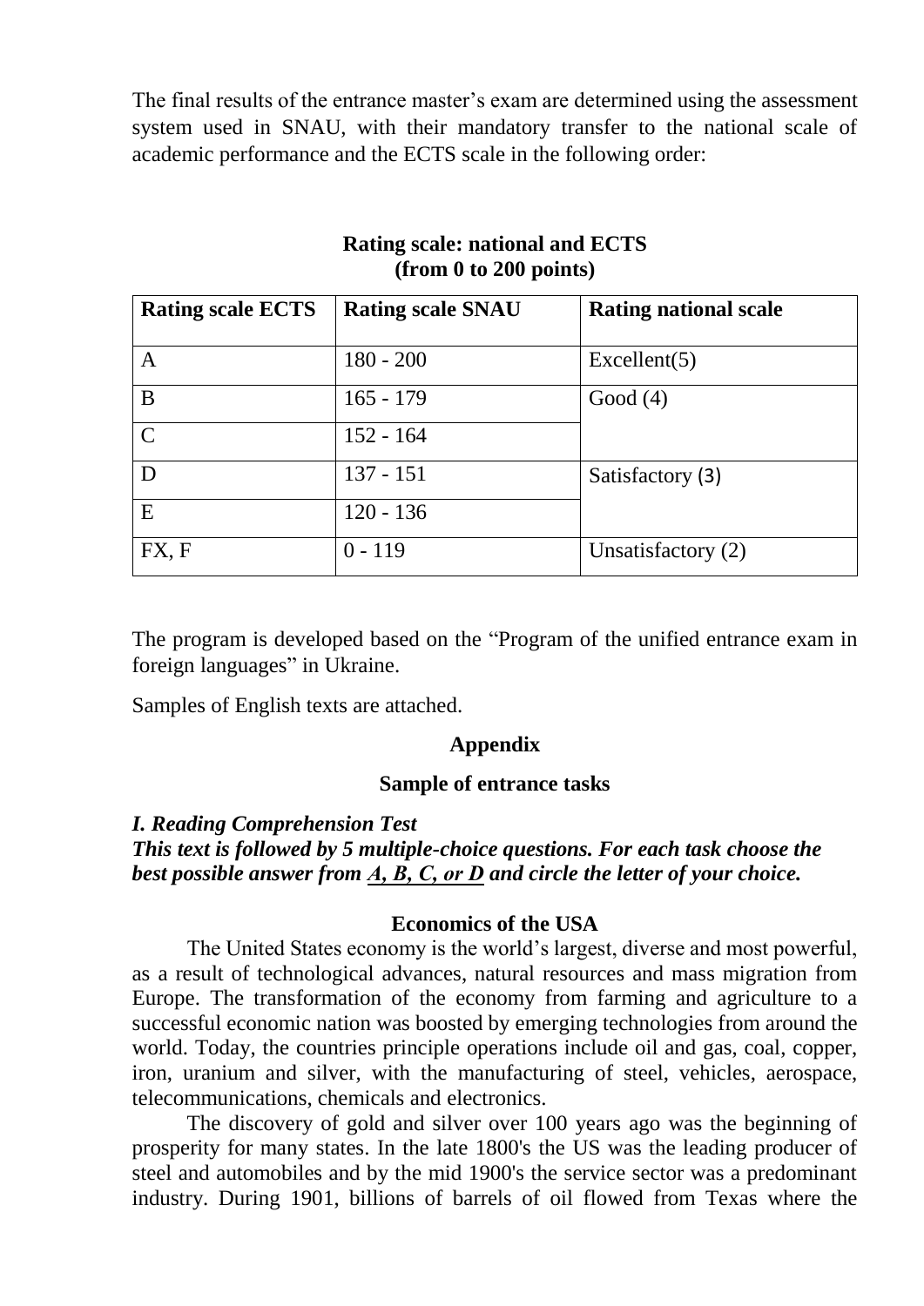The final results of the entrance master's exam are determined using the assessment system used in SNAU, with their mandatory transfer to the national scale of academic performance and the ECTS scale in the following order:

**Rating scale: national and ECTS**
**(from 0 to 200 points)**

| Rating scale ECTS | Rating scale SNAU | Rating national scale |
|---|---|---|
| A | 180 - 200 | Excellent(5) |
| B | 165 - 179 | Good (4) |
| C | 152 - 164 | |
| D | 137 - 151 | Satisfactory (3) |
| E | 120 - 136 | |
| FX, F | 0 - 119 | Unsatisfactory (2) |

The program is developed based on the "Program of the unified entrance exam in foreign languages" in Ukraine.

Samples of English texts are attached.

## Appendix

### Sample of entrance tasks

***I. Reading Comprehension Test***
***This text is followed by 5 multiple-choice questions. For each task choose the best possible answer from A, B, C, or D and circle the letter of your choice.***

**Economics of the USA**

The United States economy is the world's largest, diverse and most powerful, as a result of technological advances, natural resources and mass migration from Europe. The transformation of the economy from farming and agriculture to a successful economic nation was boosted by emerging technologies from around the world. Today, the countries principle operations include oil and gas, coal, copper, iron, uranium and silver, with the manufacturing of steel, vehicles, aerospace, telecommunications, chemicals and electronics.

The discovery of gold and silver over 100 years ago was the beginning of prosperity for many states. In the late 1800's the US was the leading producer of steel and automobiles and by the mid 1900's the service sector was a predominant industry. During 1901, billions of barrels of oil flowed from Texas where the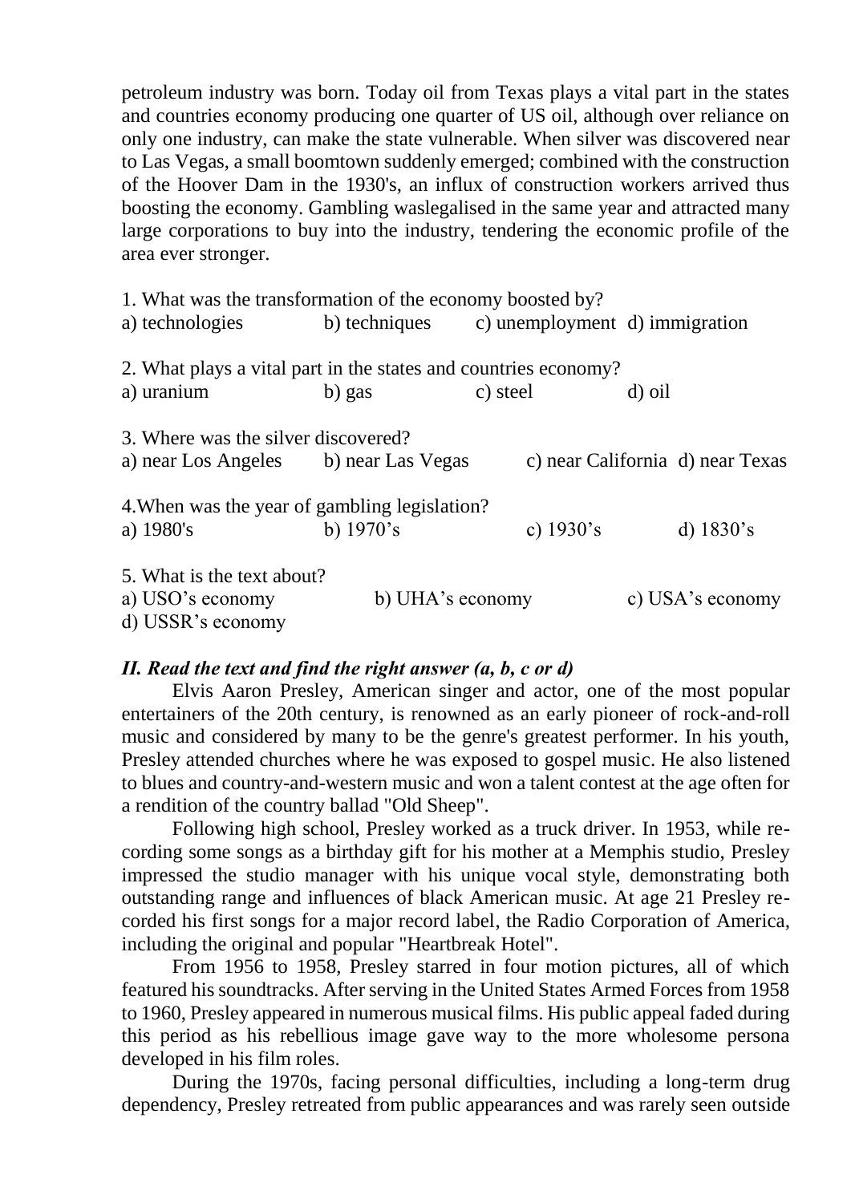petroleum industry was born. Today oil from Texas plays a vital part in the states and countries economy producing one quarter of US oil, although over reliance on only one industry, can make the state vulnerable. When silver was discovered near to Las Vegas, a small boomtown suddenly emerged; combined with the construction of the Hoover Dam in the 1930's, an influx of construction workers arrived thus boosting the economy. Gambling waslegalised in the same year and attracted many large corporations to buy into the industry, tendering the economic profile of the area ever stronger.

1. What was the transformation of the economy boosted by?
a) technologies b) techniques c) unemployment d) immigration

2. What plays a vital part in the states and countries economy?
a) uranium b) gas c) steel d) oil

3. Where was the silver discovered?
a) near Los Angeles b) near Las Vegas c) near California d) near Texas

4.When was the year of gambling legislation?
a) 1980's b) 1970's c) 1930's d) 1830's

5. What is the text about?
a) USO's economy b) UHA's economy c) USA's economy
d) USSR's economy

### *II. Read the text and find the right answer (a, b, c or d)*

Elvis Aaron Presley, American singer and actor, one of the most popular entertainers of the 20th century, is renowned as an early pioneer of rock-and-roll music and considered by many to be the genre's greatest performer. In his youth, Presley attended churches where he was exposed to gospel music. He also listened to blues and country-and-western music and won a talent contest at the age often for a rendition of the country ballad "Old Sheep".

Following high school, Presley worked as a truck driver. In 1953, while recording some songs as a birthday gift for his mother at a Memphis studio, Presley impressed the studio manager with his unique vocal style, demonstrating both outstanding range and influences of black American music. At age 21 Presley recorded his first songs for a major record label, the Radio Corporation of America, including the original and popular "Heartbreak Hotel".

From 1956 to 1958, Presley starred in four motion pictures, all of which featured his soundtracks. After serving in the United States Armed Forces from 1958 to 1960, Presley appeared in numerous musical films. His public appeal faded during this period as his rebellious image gave way to the more wholesome persona developed in his film roles.

During the 1970s, facing personal difficulties, including a long-term drug dependency, Presley retreated from public appearances and was rarely seen outside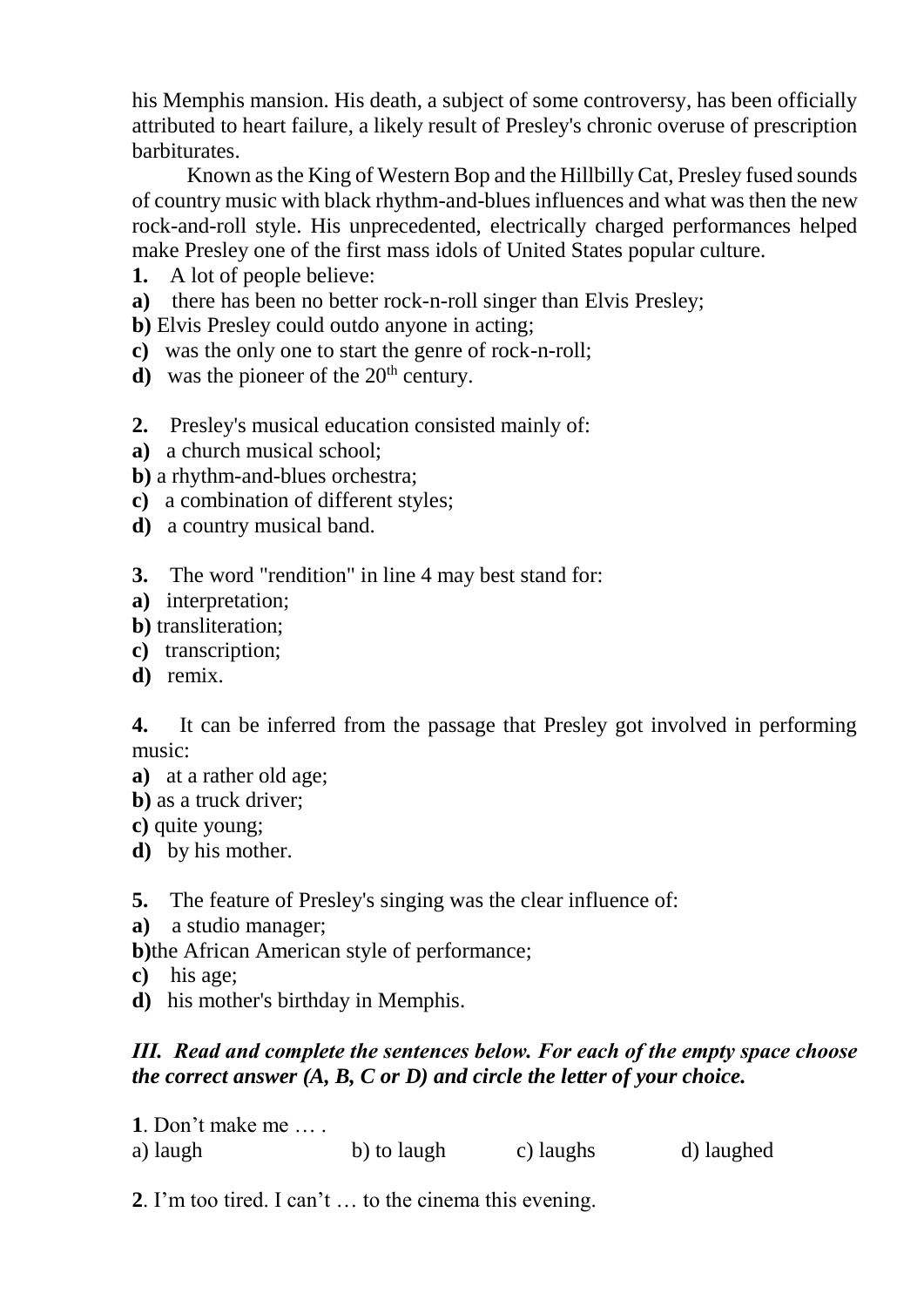his Memphis mansion. His death, a subject of some controversy, has been officially attributed to heart failure, a likely result of Presley's chronic overuse of prescription barbiturates.

Known as the King of Western Bop and the Hillbilly Cat, Presley fused sounds of country music with black rhythm-and-blues influences and what was then the new rock-and-roll style. His unprecedented, electrically charged performances helped make Presley one of the first mass idols of United States popular culture.

**1.** A lot of people believe:

**a)** there has been no better rock-n-roll singer than Elvis Presley;
**b)** Elvis Presley could outdo anyone in acting;
**c)** was the only one to start the genre of rock-n-roll;
**d)** was the pioneer of the 20th century.

**2.** Presley's musical education consisted mainly of:

**a)** a church musical school;
**b)** a rhythm-and-blues orchestra;
**c)** a combination of different styles;
**d)** a country musical band.

**3.** The word "rendition" in line 4 may best stand for:

**a)** interpretation;
**b)** transliteration;
**c)** transcription;
**d)** remix.

**4.** It can be inferred from the passage that Presley got involved in performing music:

**a)** at a rather old age;
**b)** as a truck driver;
**c)** quite young;
**d)** by his mother.

**5.** The feature of Presley's singing was the clear influence of:

**a)** a studio manager;
**b)** the African American style of performance;
**c)** his age;
**d)** his mother's birthday in Memphis.

### ***III. Read and complete the sentences below. For each of the empty space choose the correct answer (A, B, C or D) and circle the letter of your choice.***

**1**. Don't make me … .

a) laugh     b) to laugh     c) laughs     d) laughed

**2**. I'm too tired. I can't … to the cinema this evening.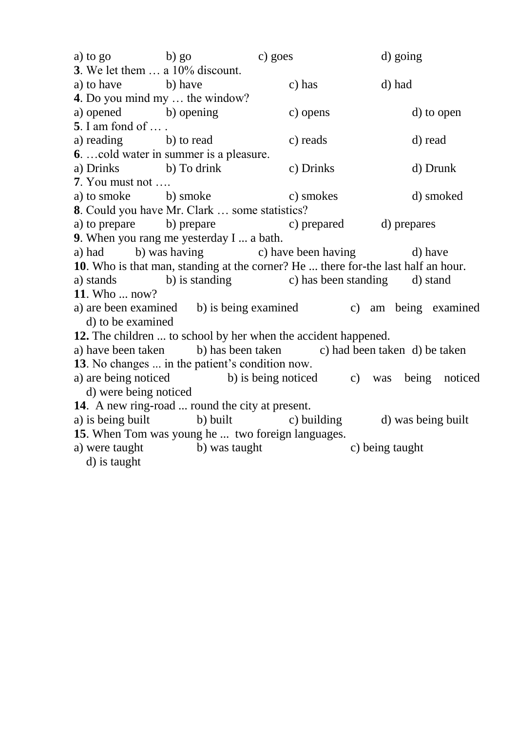a) to go b) go c) goes d) going

**3**. We let them … a 10% discount.

a) to have b) have c) has d) had

**4**. Do you mind my … the window?

a) opened b) opening c) opens d) to open

**5**. I am fond of … .

a) reading b) to read c) reads d) read

**6**. …cold water in summer is a pleasure.

a) Drinks b) To drink c) Drinks d) Drunk

**7**. You must not ….

a) to smoke b) smoke c) smokes d) smoked

**8**. Could you have Mr. Clark … some statistics?

a) to prepare b) prepare c) prepared d) prepares

**9**. When you rang me yesterday I ... a bath.

a) had b) was having c) have been having d) have

**10**. Who is that man, standing at the corner? He ... there for-the last half an hour.

a) stands b) is standing c) has been standing d) stand

**11**. Who ... now?

a) are been examined b) is being examined c) am being examined d) to be examined

**12.** The children ... to school by her when the accident happened.

a) have been taken b) has been taken c) had been taken d) be taken

**13**. No changes ... in the patient's condition now.

a) are being noticed b) is being noticed c) was being noticed d) were being noticed

**14**. A new ring-road ... round the city at present.

a) is being built b) built c) building d) was being built

**15**. When Tom was young he ... two foreign languages.

a) were taught b) was taught c) being taught d) is taught